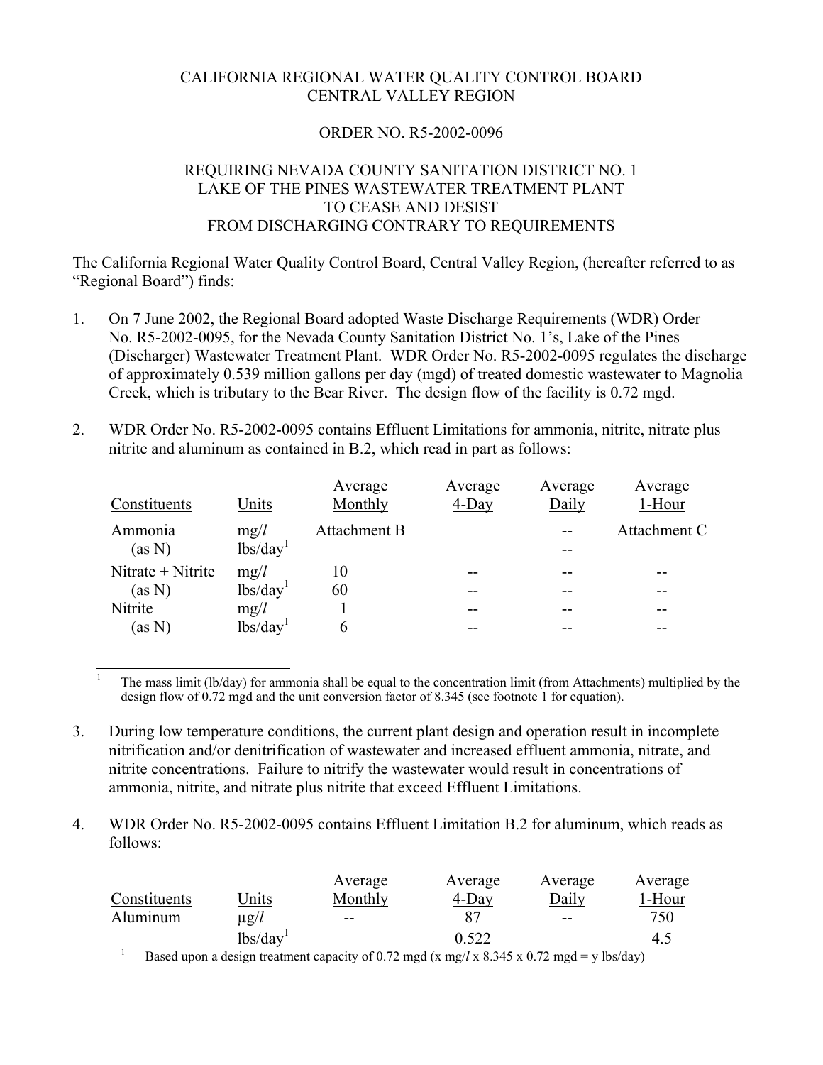CALIFORNIA REGIONAL WATER QUALITY CONTROL BOARD
CENTRAL VALLEY REGION

ORDER NO. R5-2002-0096

REQUIRING NEVADA COUNTY SANITATION DISTRICT NO. 1
LAKE OF THE PINES WASTEWATER TREATMENT PLANT
TO CEASE AND DESIST
FROM DISCHARGING CONTRARY TO REQUIREMENTS

The California Regional Water Quality Control Board, Central Valley Region, (hereafter referred to as "Regional Board") finds:

1. On 7 June 2002, the Regional Board adopted Waste Discharge Requirements (WDR) Order No. R5-2002-0095, for the Nevada County Sanitation District No. 1's, Lake of the Pines (Discharger) Wastewater Treatment Plant. WDR Order No. R5-2002-0095 regulates the discharge of approximately 0.539 million gallons per day (mgd) of treated domestic wastewater to Magnolia Creek, which is tributary to the Bear River. The design flow of the facility is 0.72 mgd.

2. WDR Order No. R5-2002-0095 contains Effluent Limitations for ammonia, nitrite, nitrate plus nitrite and aluminum as contained in B.2, which read in part as follows:

| Constituents | Units | Average Monthly | Average 4-Day | Average Daily | Average 1-Hour |
|---|---|---|---|---|---|
| Ammonia (as N) | mg/*l* | Attachment B | | -- | Attachment C |
| | lbs/day[1] | | | -- | |
| Nitrate + Nitrite (as N) | mg/*l* | 10 | -- | -- | -- |
| | lbs/day[1] | 60 | -- | -- | -- |
| Nitrite (as N) | mg/*l* | 1 | -- | -- | -- |
| | lbs/day[1] | 6 | -- | -- | -- |

[1] The mass limit (lb/day) for ammonia shall be equal to the concentration limit (from Attachments) multiplied by the design flow of 0.72 mgd and the unit conversion factor of 8.345 (see footnote 1 for equation).

3. During low temperature conditions, the current plant design and operation result in incomplete nitrification and/or denitrification of wastewater and increased effluent ammonia, nitrate, and nitrite concentrations. Failure to nitrify the wastewater would result in concentrations of ammonia, nitrite, and nitrate plus nitrite that exceed Effluent Limitations.

4. WDR Order No. R5-2002-0095 contains Effluent Limitation B.2 for aluminum, which reads as follows:

| Constituents | Units | Average Monthly | Average 4-Day | Average Daily | Average 1-Hour |
|---|---|---|---|---|---|
| Aluminum | μg/*l* | -- | 87 | -- | 750 |
| | lbs/day[1] | | 0.522 | | 4.5 |

[1] Based upon a design treatment capacity of 0.72 mgd (x mg/*l* x 8.345 x 0.72 mgd = y lbs/day)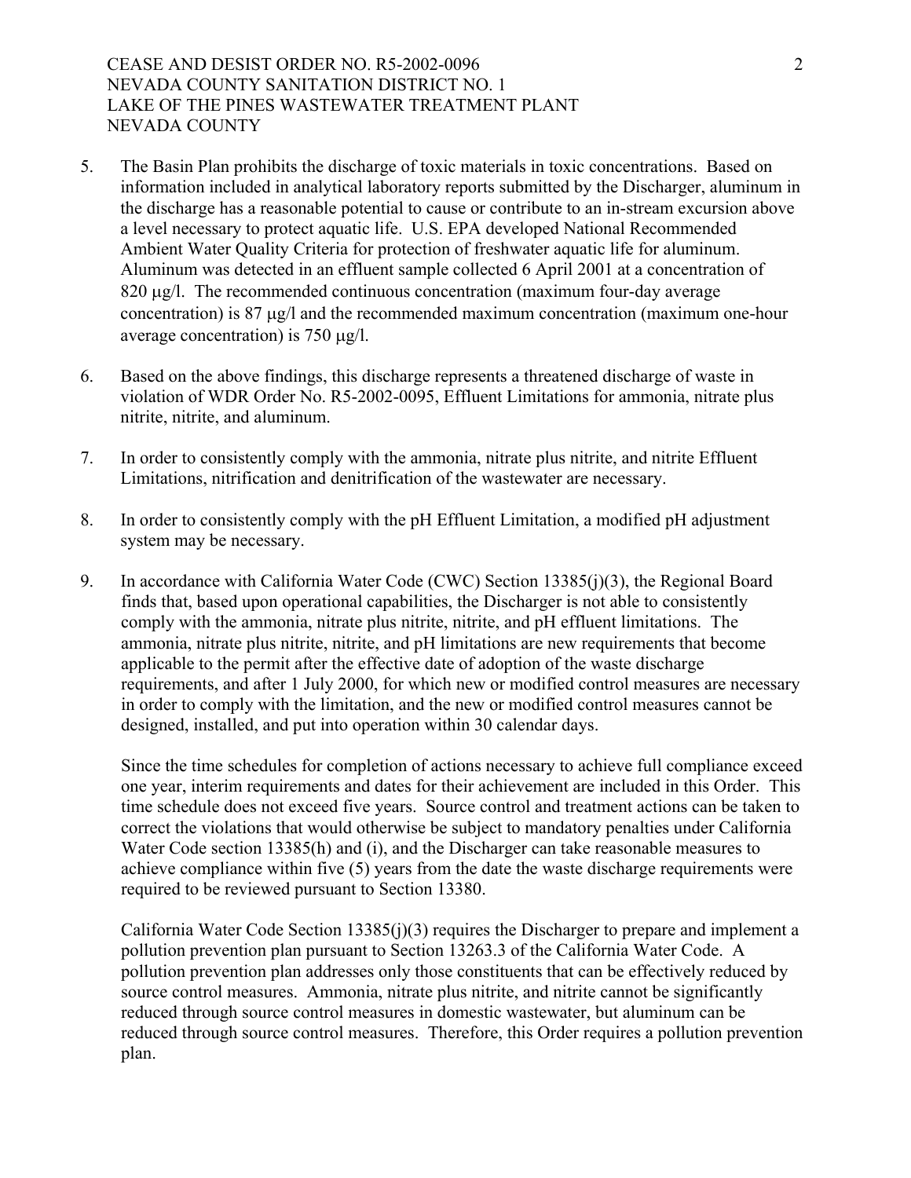5. The Basin Plan prohibits the discharge of toxic materials in toxic concentrations. Based on information included in analytical laboratory reports submitted by the Discharger, aluminum in the discharge has a reasonable potential to cause or contribute to an in-stream excursion above a level necessary to protect aquatic life. U.S. EPA developed National Recommended Ambient Water Quality Criteria for protection of freshwater aquatic life for aluminum. Aluminum was detected in an effluent sample collected 6 April 2001 at a concentration of 820 μg/l. The recommended continuous concentration (maximum four-day average concentration) is 87 μg/l and the recommended maximum concentration (maximum one-hour average concentration) is 750 μg/l.

6. Based on the above findings, this discharge represents a threatened discharge of waste in violation of WDR Order No. R5-2002-0095, Effluent Limitations for ammonia, nitrate plus nitrite, nitrite, and aluminum.

7. In order to consistently comply with the ammonia, nitrate plus nitrite, and nitrite Effluent Limitations, nitrification and denitrification of the wastewater are necessary.

8. In order to consistently comply with the pH Effluent Limitation, a modified pH adjustment system may be necessary.

9. In accordance with California Water Code (CWC) Section 13385(j)(3), the Regional Board finds that, based upon operational capabilities, the Discharger is not able to consistently comply with the ammonia, nitrate plus nitrite, nitrite, and pH effluent limitations. The ammonia, nitrate plus nitrite, nitrite, and pH limitations are new requirements that become applicable to the permit after the effective date of adoption of the waste discharge requirements, and after 1 July 2000, for which new or modified control measures are necessary in order to comply with the limitation, and the new or modified control measures cannot be designed, installed, and put into operation within 30 calendar days.

   Since the time schedules for completion of actions necessary to achieve full compliance exceed one year, interim requirements and dates for their achievement are included in this Order. This time schedule does not exceed five years. Source control and treatment actions can be taken to correct the violations that would otherwise be subject to mandatory penalties under California Water Code section 13385(h) and (i), and the Discharger can take reasonable measures to achieve compliance within five (5) years from the date the waste discharge requirements were required to be reviewed pursuant to Section 13380.

   California Water Code Section 13385(j)(3) requires the Discharger to prepare and implement a pollution prevention plan pursuant to Section 13263.3 of the California Water Code. A pollution prevention plan addresses only those constituents that can be effectively reduced by source control measures. Ammonia, nitrate plus nitrite, and nitrite cannot be significantly reduced through source control measures in domestic wastewater, but aluminum can be reduced through source control measures. Therefore, this Order requires a pollution prevention plan.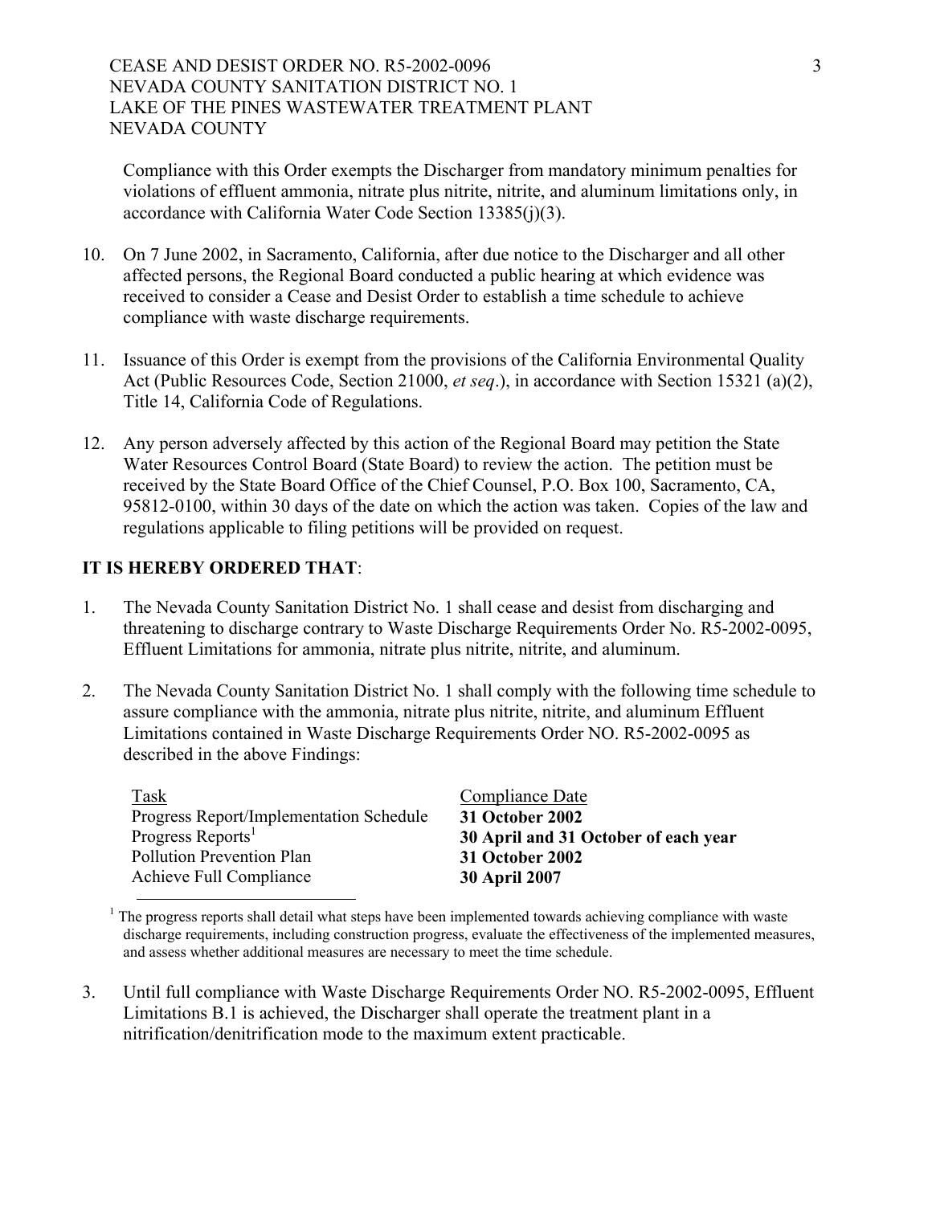Compliance with this Order exempts the Discharger from mandatory minimum penalties for violations of effluent ammonia, nitrate plus nitrite, nitrite, and aluminum limitations only, in accordance with California Water Code Section 13385(j)(3).

10. On 7 June 2002, in Sacramento, California, after due notice to the Discharger and all other affected persons, the Regional Board conducted a public hearing at which evidence was received to consider a Cease and Desist Order to establish a time schedule to achieve compliance with waste discharge requirements.

11. Issuance of this Order is exempt from the provisions of the California Environmental Quality Act (Public Resources Code, Section 21000, *et seq*.), in accordance with Section 15321 (a)(2), Title 14, California Code of Regulations.

12. Any person adversely affected by this action of the Regional Board may petition the State Water Resources Control Board (State Board) to review the action. The petition must be received by the State Board Office of the Chief Counsel, P.O. Box 100, Sacramento, CA, 95812-0100, within 30 days of the date on which the action was taken. Copies of the law and regulations applicable to filing petitions will be provided on request.

**IT IS HEREBY ORDERED THAT**:

1. The Nevada County Sanitation District No. 1 shall cease and desist from discharging and threatening to discharge contrary to Waste Discharge Requirements Order No. R5-2002-0095, Effluent Limitations for ammonia, nitrate plus nitrite, nitrite, and aluminum.

2. The Nevada County Sanitation District No. 1 shall comply with the following time schedule to assure compliance with the ammonia, nitrate plus nitrite, nitrite, and aluminum Effluent Limitations contained in Waste Discharge Requirements Order NO. R5-2002-0095 as described in the above Findings:

| Task | Compliance Date |
|---|---|
| Progress Report/Implementation Schedule | **31 October 2002** |
| Progress Reports[1] | **30 April and 31 October of each year** |
| Pollution Prevention Plan | **31 October 2002** |
| Achieve Full Compliance | **30 April 2007** |

[1] The progress reports shall detail what steps have been implemented towards achieving compliance with waste discharge requirements, including construction progress, evaluate the effectiveness of the implemented measures, and assess whether additional measures are necessary to meet the time schedule.

3. Until full compliance with Waste Discharge Requirements Order NO. R5-2002-0095, Effluent Limitations B.1 is achieved, the Discharger shall operate the treatment plant in a nitrification/denitrification mode to the maximum extent practicable.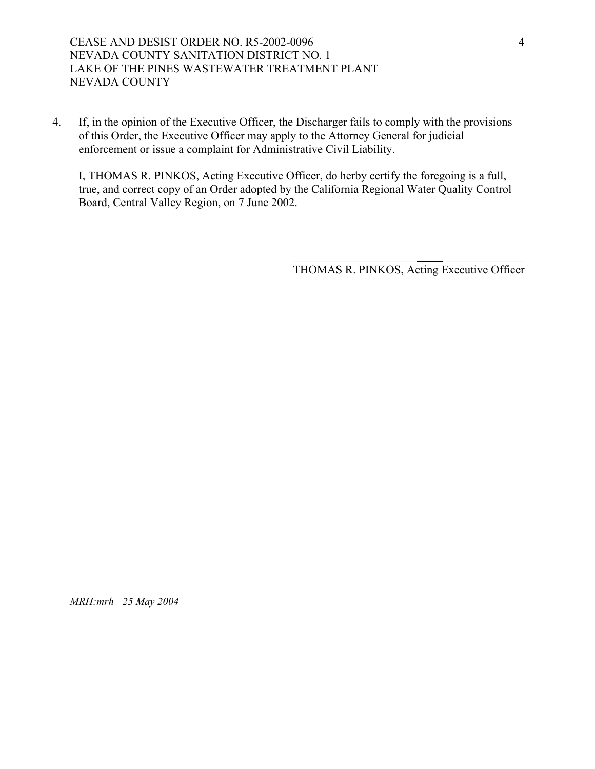4. If, in the opinion of the Executive Officer, the Discharger fails to comply with the provisions of this Order, the Executive Officer may apply to the Attorney General for judicial enforcement or issue a complaint for Administrative Civil Liability.

I, THOMAS R. PINKOS, Acting Executive Officer, do herby certify the foregoing is a full, true, and correct copy of an Order adopted by the California Regional Water Quality Control Board, Central Valley Region, on 7 June 2002.

THOMAS R. PINKOS, Acting Executive Officer

*MRH:mrh 25 May 2004*